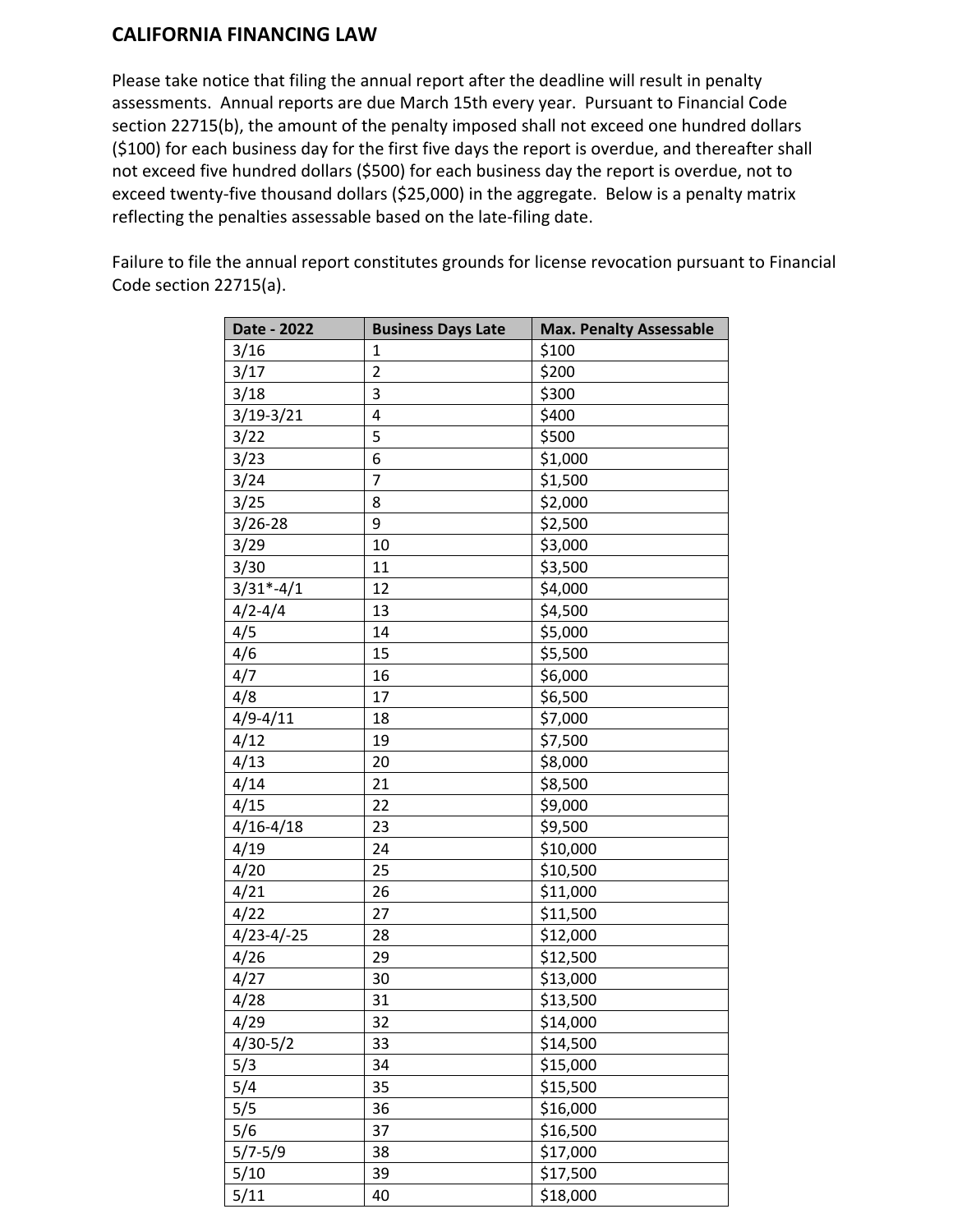## CALIFORNIA FINANCING LAW

Please take notice that filing the annual report after the deadline will result in penalty assessments. Annual reports are due March 15th every year. Pursuant to Financial Code section 22715(b), the amount of the penalty imposed shall not exceed one hundred dollars ($100) for each business day for the first five days the report is overdue, and thereafter shall not exceed five hundred dollars ($500) for each business day the report is overdue, not to exceed twenty-five thousand dollars ($25,000) in the aggregate. Below is a penalty matrix reflecting the penalties assessable based on the late-filing date.

Failure to file the annual report constitutes grounds for license revocation pursuant to Financial Code section 22715(a).

| Date - 2022 | Business Days Late | Max. Penalty Assessable |
| --- | --- | --- |
| 3/16 | 1 | $100 |
| 3/17 | 2 | $200 |
| 3/18 | 3 | $300 |
| 3/19-3/21 | 4 | $400 |
| 3/22 | 5 | $500 |
| 3/23 | 6 | $1,000 |
| 3/24 | 7 | $1,500 |
| 3/25 | 8 | $2,000 |
| 3/26-28 | 9 | $2,500 |
| 3/29 | 10 | $3,000 |
| 3/30 | 11 | $3,500 |
| 3/31*-4/1 | 12 | $4,000 |
| 4/2-4/4 | 13 | $4,500 |
| 4/5 | 14 | $5,000 |
| 4/6 | 15 | $5,500 |
| 4/7 | 16 | $6,000 |
| 4/8 | 17 | $6,500 |
| 4/9-4/11 | 18 | $7,000 |
| 4/12 | 19 | $7,500 |
| 4/13 | 20 | $8,000 |
| 4/14 | 21 | $8,500 |
| 4/15 | 22 | $9,000 |
| 4/16-4/18 | 23 | $9,500 |
| 4/19 | 24 | $10,000 |
| 4/20 | 25 | $10,500 |
| 4/21 | 26 | $11,000 |
| 4/22 | 27 | $11,500 |
| 4/23-4/-25 | 28 | $12,000 |
| 4/26 | 29 | $12,500 |
| 4/27 | 30 | $13,000 |
| 4/28 | 31 | $13,500 |
| 4/29 | 32 | $14,000 |
| 4/30-5/2 | 33 | $14,500 |
| 5/3 | 34 | $15,000 |
| 5/4 | 35 | $15,500 |
| 5/5 | 36 | $16,000 |
| 5/6 | 37 | $16,500 |
| 5/7-5/9 | 38 | $17,000 |
| 5/10 | 39 | $17,500 |
| 5/11 | 40 | $18,000 |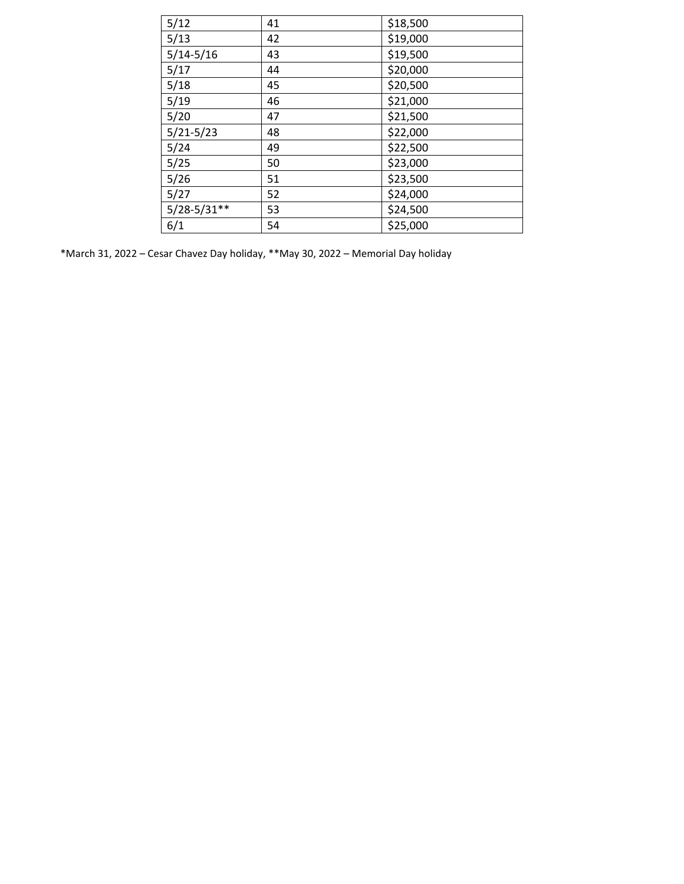| | | |
|---|---|---|
| 5/12 | 41 | $18,500 |
| 5/13 | 42 | $19,000 |
| 5/14-5/16 | 43 | $19,500 |
| 5/17 | 44 | $20,000 |
| 5/18 | 45 | $20,500 |
| 5/19 | 46 | $21,000 |
| 5/20 | 47 | $21,500 |
| 5/21-5/23 | 48 | $22,000 |
| 5/24 | 49 | $22,500 |
| 5/25 | 50 | $23,000 |
| 5/26 | 51 | $23,500 |
| 5/27 | 52 | $24,000 |
| 5/28-5/31** | 53 | $24,500 |
| 6/1 | 54 | $25,000 |

*March 31, 2022 – Cesar Chavez Day holiday, **May 30, 2022 – Memorial Day holiday